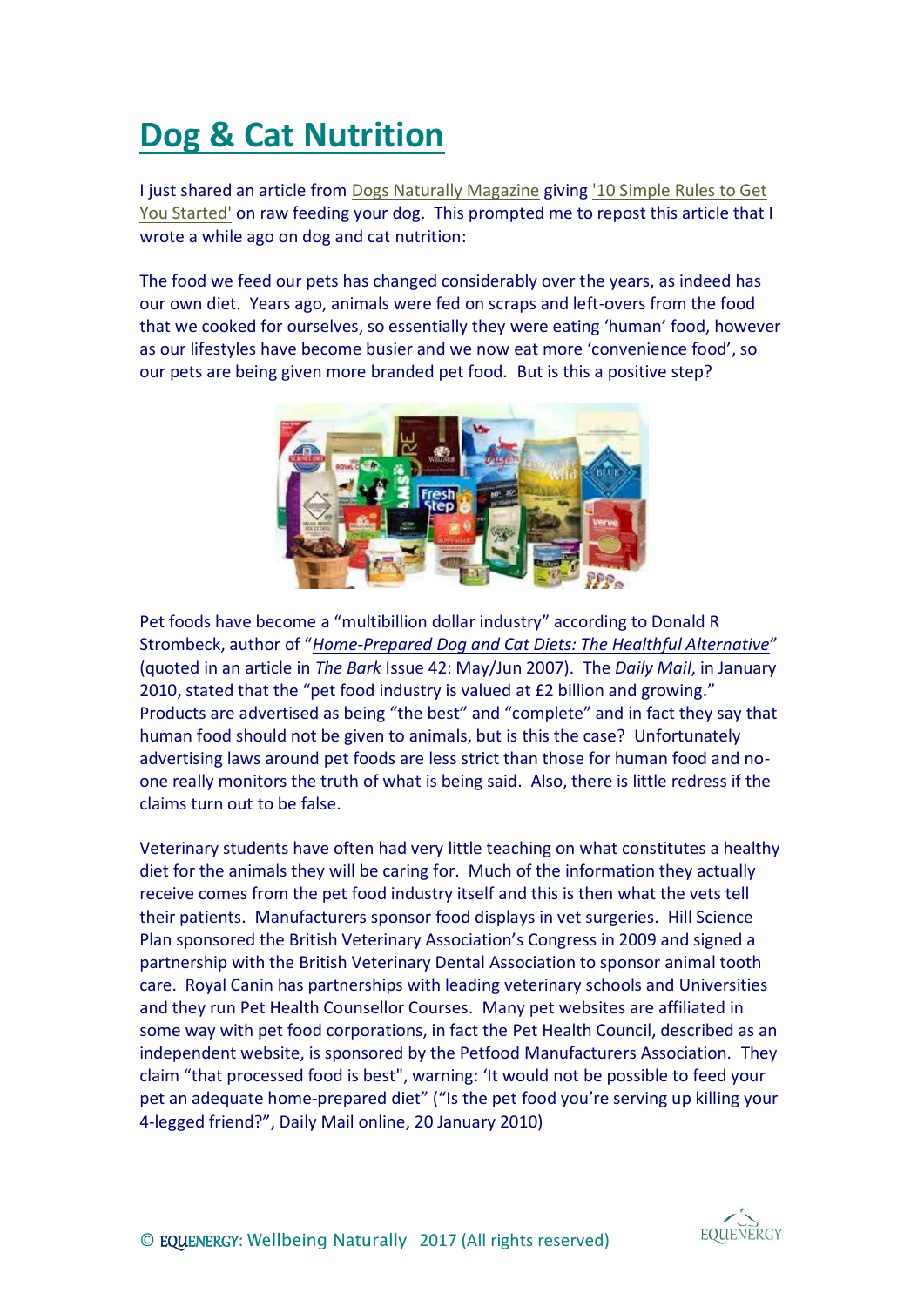# Dog & Cat Nutrition

I just shared an article from Dogs Naturally Magazine giving '10 Simple Rules to Get You Started' on raw feeding your dog. This prompted me to repost this article that I wrote a while ago on dog and cat nutrition:

The food we feed our pets has changed considerably over the years, as indeed has our own diet. Years ago, animals were fed on scraps and left-overs from the food that we cooked for ourselves, so essentially they were eating 'human' food, however as our lifestyles have become busier and we now eat more 'convenience food', so our pets are being given more branded pet food. But is this a positive step?

Pet foods have become a "multibillion dollar industry" according to Donald R Strombeck, author of "*Home-Prepared Dog and Cat Diets: The Healthful Alternative*" (quoted in an article in *The Bark* Issue 42: May/Jun 2007). The *Daily Mail*, in January 2010, stated that the "pet food industry is valued at £2 billion and growing." Products are advertised as being "the best" and "complete" and in fact they say that human food should not be given to animals, but is this the case? Unfortunately advertising laws around pet foods are less strict than those for human food and no-one really monitors the truth of what is being said. Also, there is little redress if the claims turn out to be false.

Veterinary students have often had very little teaching on what constitutes a healthy diet for the animals they will be caring for. Much of the information they actually receive comes from the pet food industry itself and this is then what the vets tell their patients. Manufacturers sponsor food displays in vet surgeries. Hill Science Plan sponsored the British Veterinary Association's Congress in 2009 and signed a partnership with the British Veterinary Dental Association to sponsor animal tooth care. Royal Canin has partnerships with leading veterinary schools and Universities and they run Pet Health Counsellor Courses. Many pet websites are affiliated in some way with pet food corporations, in fact the Pet Health Council, described as an independent website, is sponsored by the Petfood Manufacturers Association. They claim "that processed food is best", warning: 'It would not be possible to feed your pet an adequate home-prepared diet" ("Is the pet food you're serving up killing your 4-legged friend?", Daily Mail online, 20 January 2010)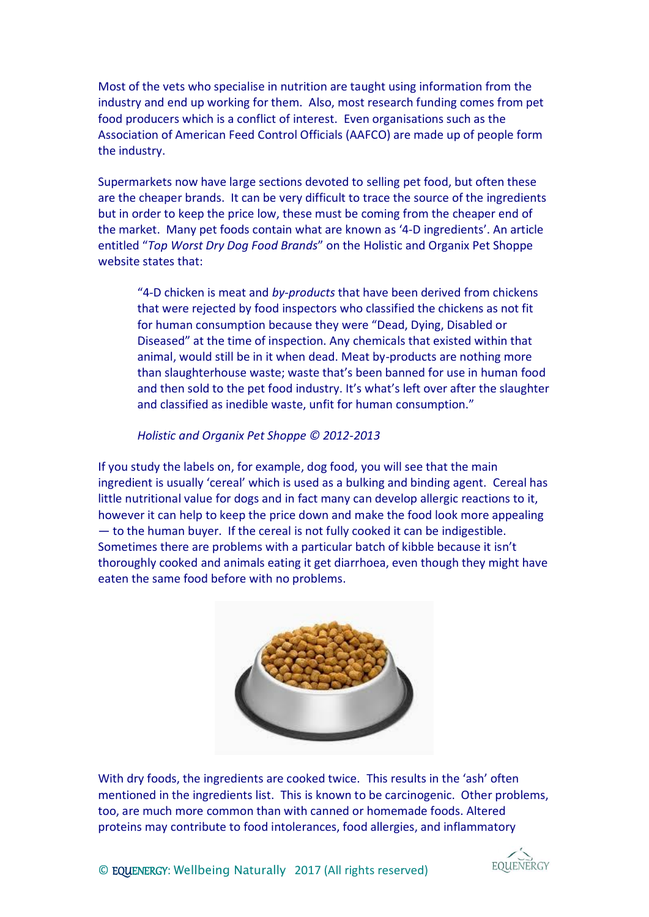Most of the vets who specialise in nutrition are taught using information from the industry and end up working for them. Also, most research funding comes from pet food producers which is a conflict of interest. Even organisations such as the Association of American Feed Control Officials (AAFCO) are made up of people form the industry.

Supermarkets now have large sections devoted to selling pet food, but often these are the cheaper brands. It can be very difficult to trace the source of the ingredients but in order to keep the price low, these must be coming from the cheaper end of the market. Many pet foods contain what are known as '4-D ingredients'. An article entitled "*Top Worst Dry Dog Food Brands*" on the Holistic and Organix Pet Shoppe website states that:

> "4-D chicken is meat and *by-products* that have been derived from chickens that were rejected by food inspectors who classified the chickens as not fit for human consumption because they were "Dead, Dying, Disabled or Diseased" at the time of inspection. Any chemicals that existed within that animal, would still be in it when dead. Meat by-products are nothing more than slaughterhouse waste; waste that's been banned for use in human food and then sold to the pet food industry. It's what's left over after the slaughter and classified as inedible waste, unfit for human consumption."
>
> *Holistic and Organix Pet Shoppe © 2012-2013*

If you study the labels on, for example, dog food, you will see that the main ingredient is usually 'cereal' which is used as a bulking and binding agent. Cereal has little nutritional value for dogs and in fact many can develop allergic reactions to it, however it can help to keep the price down and make the food look more appealing — to the human buyer. If the cereal is not fully cooked it can be indigestible. Sometimes there are problems with a particular batch of kibble because it isn't thoroughly cooked and animals eating it get diarrhoea, even though they might have eaten the same food before with no problems.

With dry foods, the ingredients are cooked twice. This results in the 'ash' often mentioned in the ingredients list. This is known to be carcinogenic. Other problems, too, are much more common than with canned or homemade foods. Altered proteins may contribute to food intolerances, food allergies, and inflammatory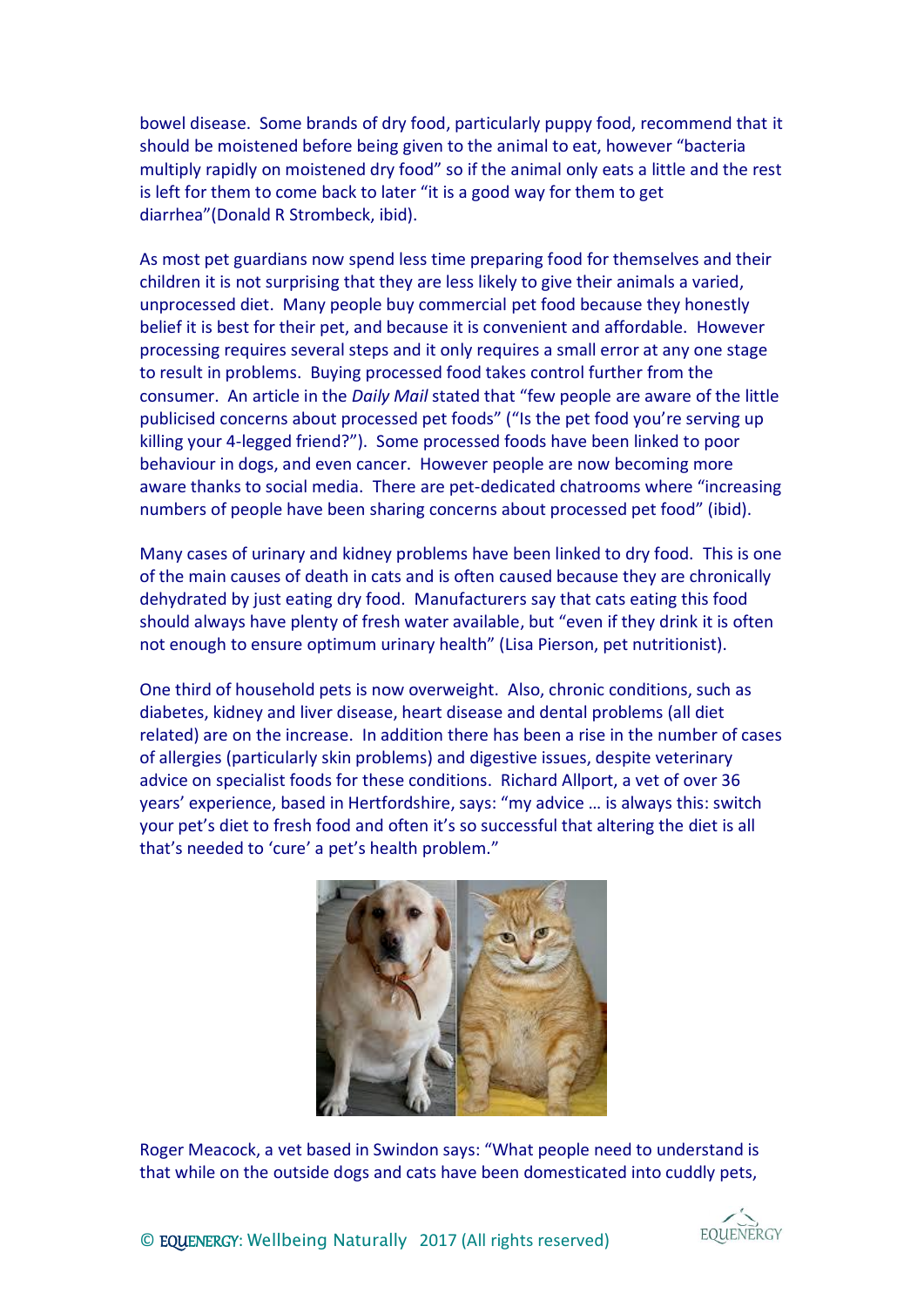bowel disease. Some brands of dry food, particularly puppy food, recommend that it should be moistened before being given to the animal to eat, however "bacteria multiply rapidly on moistened dry food" so if the animal only eats a little and the rest is left for them to come back to later "it is a good way for them to get diarrhea"(Donald R Strombeck, ibid).

As most pet guardians now spend less time preparing food for themselves and their children it is not surprising that they are less likely to give their animals a varied, unprocessed diet. Many people buy commercial pet food because they honestly belief it is best for their pet, and because it is convenient and affordable. However processing requires several steps and it only requires a small error at any one stage to result in problems. Buying processed food takes control further from the consumer. An article in the *Daily Mail* stated that "few people are aware of the little publicised concerns about processed pet foods" ("Is the pet food you're serving up killing your 4-legged friend?"). Some processed foods have been linked to poor behaviour in dogs, and even cancer. However people are now becoming more aware thanks to social media. There are pet-dedicated chatrooms where "increasing numbers of people have been sharing concerns about processed pet food" (ibid).

Many cases of urinary and kidney problems have been linked to dry food. This is one of the main causes of death in cats and is often caused because they are chronically dehydrated by just eating dry food. Manufacturers say that cats eating this food should always have plenty of fresh water available, but "even if they drink it is often not enough to ensure optimum urinary health" (Lisa Pierson, pet nutritionist).

One third of household pets is now overweight. Also, chronic conditions, such as diabetes, kidney and liver disease, heart disease and dental problems (all diet related) are on the increase. In addition there has been a rise in the number of cases of allergies (particularly skin problems) and digestive issues, despite veterinary advice on specialist foods for these conditions. Richard Allport, a vet of over 36 years' experience, based in Hertfordshire, says: "my advice … is always this: switch your pet's diet to fresh food and often it's so successful that altering the diet is all that's needed to 'cure' a pet's health problem."

Roger Meacock, a vet based in Swindon says: "What people need to understand is that while on the outside dogs and cats have been domesticated into cuddly pets,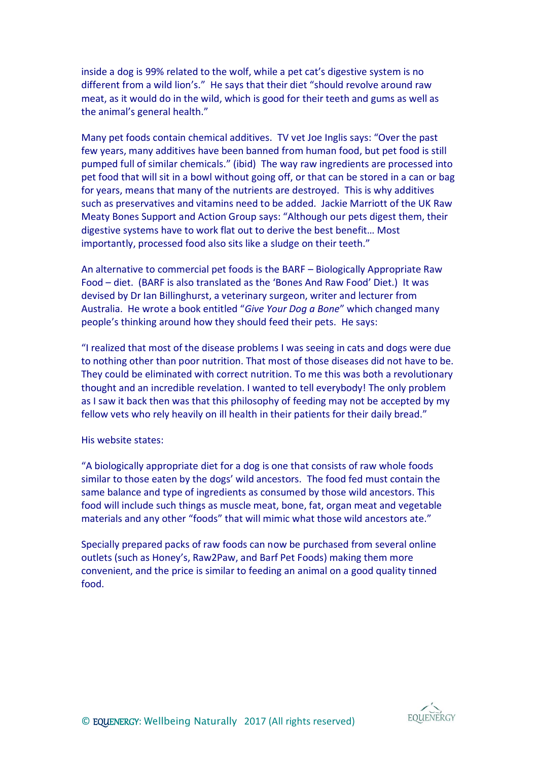inside a dog is 99% related to the wolf, while a pet cat's digestive system is no different from a wild lion's." He says that their diet "should revolve around raw meat, as it would do in the wild, which is good for their teeth and gums as well as the animal's general health."

Many pet foods contain chemical additives. TV vet Joe Inglis says: "Over the past few years, many additives have been banned from human food, but pet food is still pumped full of similar chemicals." (ibid) The way raw ingredients are processed into pet food that will sit in a bowl without going off, or that can be stored in a can or bag for years, means that many of the nutrients are destroyed. This is why additives such as preservatives and vitamins need to be added. Jackie Marriott of the UK Raw Meaty Bones Support and Action Group says: "Although our pets digest them, their digestive systems have to work flat out to derive the best benefit… Most importantly, processed food also sits like a sludge on their teeth."

An alternative to commercial pet foods is the BARF – Biologically Appropriate Raw Food – diet. (BARF is also translated as the 'Bones And Raw Food' Diet.) It was devised by Dr Ian Billinghurst, a veterinary surgeon, writer and lecturer from Australia. He wrote a book entitled "*Give Your Dog a Bone*" which changed many people's thinking around how they should feed their pets. He says:

"I realized that most of the disease problems I was seeing in cats and dogs were due to nothing other than poor nutrition. That most of those diseases did not have to be. They could be eliminated with correct nutrition. To me this was both a revolutionary thought and an incredible revelation. I wanted to tell everybody! The only problem as I saw it back then was that this philosophy of feeding may not be accepted by my fellow vets who rely heavily on ill health in their patients for their daily bread."

His website states:

"A biologically appropriate diet for a dog is one that consists of raw whole foods similar to those eaten by the dogs' wild ancestors. The food fed must contain the same balance and type of ingredients as consumed by those wild ancestors. This food will include such things as muscle meat, bone, fat, organ meat and vegetable materials and any other "foods" that will mimic what those wild ancestors ate."

Specially prepared packs of raw foods can now be purchased from several online outlets (such as Honey's, Raw2Paw, and Barf Pet Foods) making them more convenient, and the price is similar to feeding an animal on a good quality tinned food.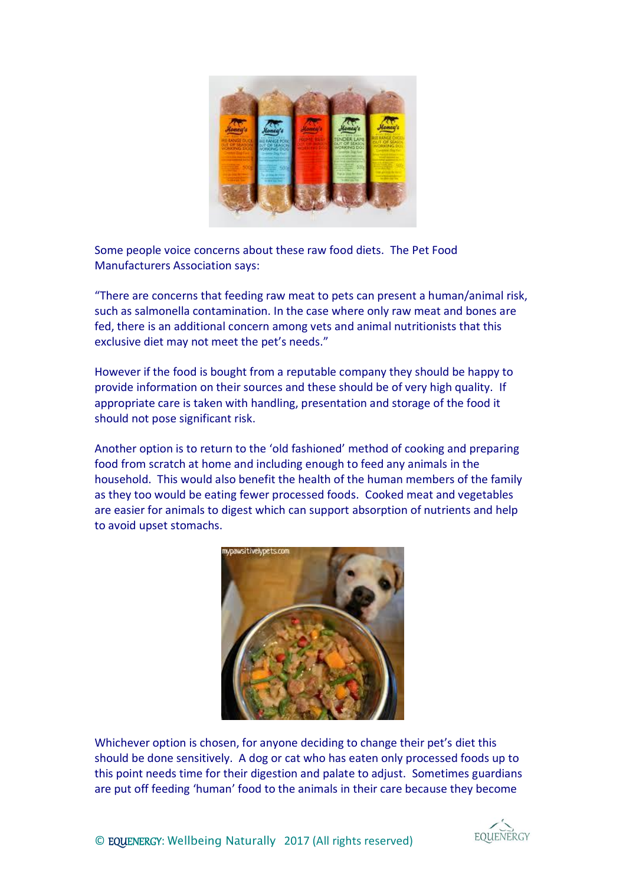Some people voice concerns about these raw food diets. The Pet Food Manufacturers Association says:

"There are concerns that feeding raw meat to pets can present a human/animal risk, such as salmonella contamination. In the case where only raw meat and bones are fed, there is an additional concern among vets and animal nutritionists that this exclusive diet may not meet the pet's needs."

However if the food is bought from a reputable company they should be happy to provide information on their sources and these should be of very high quality. If appropriate care is taken with handling, presentation and storage of the food it should not pose significant risk.

Another option is to return to the 'old fashioned' method of cooking and preparing food from scratch at home and including enough to feed any animals in the household. This would also benefit the health of the human members of the family as they too would be eating fewer processed foods. Cooked meat and vegetables are easier for animals to digest which can support absorption of nutrients and help to avoid upset stomachs.

Whichever option is chosen, for anyone deciding to change their pet's diet this should be done sensitively. A dog or cat who has eaten only processed foods up to this point needs time for their digestion and palate to adjust. Sometimes guardians are put off feeding 'human' food to the animals in their care because they become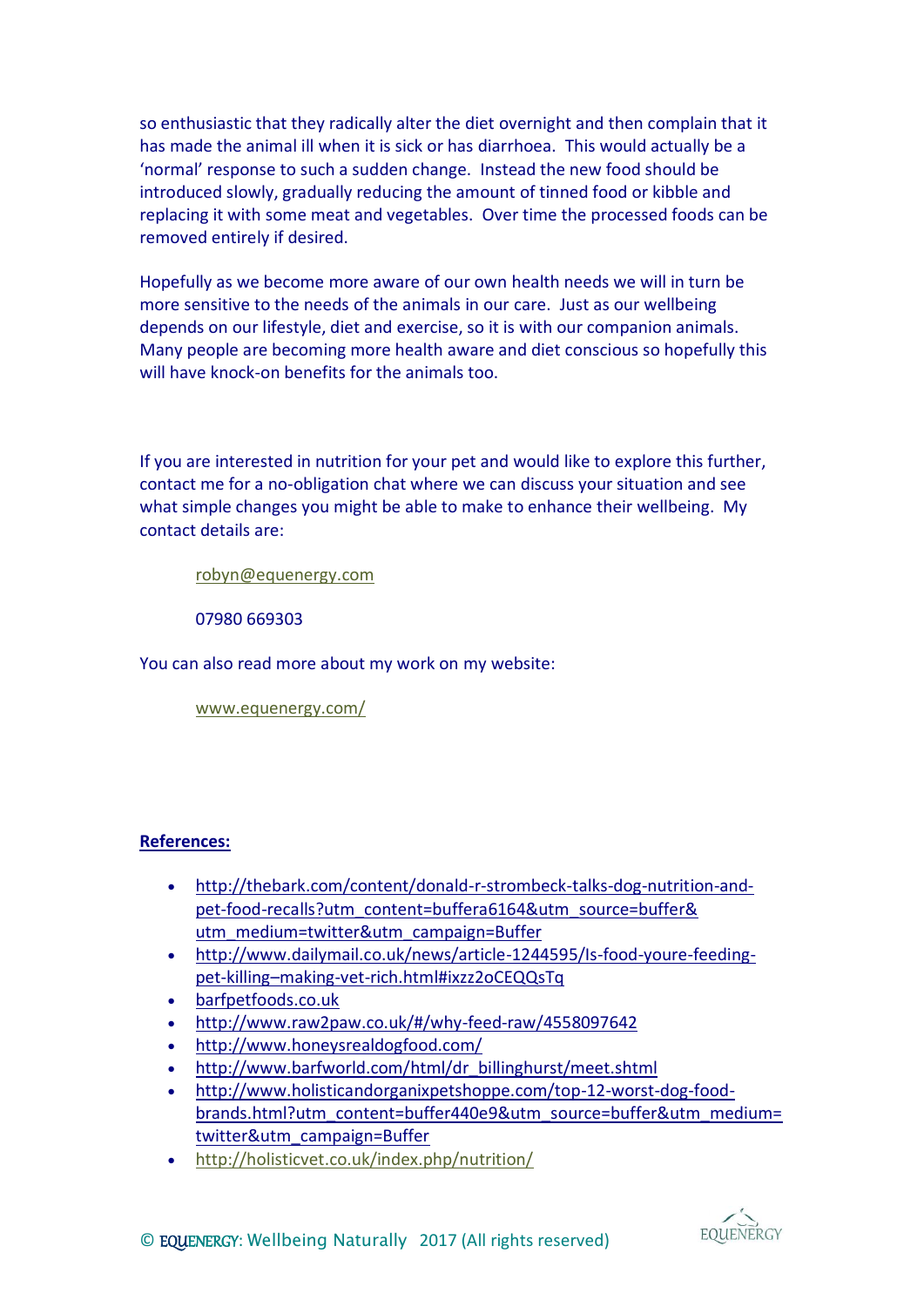so enthusiastic that they radically alter the diet overnight and then complain that it has made the animal ill when it is sick or has diarrhoea. This would actually be a 'normal' response to such a sudden change. Instead the new food should be introduced slowly, gradually reducing the amount of tinned food or kibble and replacing it with some meat and vegetables. Over time the processed foods can be removed entirely if desired.

Hopefully as we become more aware of our own health needs we will in turn be more sensitive to the needs of the animals in our care. Just as our wellbeing depends on our lifestyle, diet and exercise, so it is with our companion animals. Many people are becoming more health aware and diet conscious so hopefully this will have knock-on benefits for the animals too.

If you are interested in nutrition for your pet and would like to explore this further, contact me for a no-obligation chat where we can discuss your situation and see what simple changes you might be able to make to enhance their wellbeing. My contact details are:

> robyn@equenergy.com
>
> 07980 669303

You can also read more about my work on my website:

> www.equenergy.com/

**References:**

- http://thebark.com/content/donald-r-strombeck-talks-dog-nutrition-and-pet-food-recalls?utm_content=buffera6164&utm_source=buffer&utm_medium=twitter&utm_campaign=Buffer
- http://www.dailymail.co.uk/news/article-1244595/Is-food-youre-feeding-pet-killing–making-vet-rich.html#ixzz2oCEQQsTq
- barfpetfoods.co.uk
- http://www.raw2paw.co.uk/#/why-feed-raw/4558097642
- http://www.honeysrealdogfood.com/
- http://www.barfworld.com/html/dr_billinghurst/meet.shtml
- http://www.holisticandorganixpetshoppe.com/top-12-worst-dog-food-brands.html?utm_content=buffer440e9&utm_source=buffer&utm_medium=twitter&utm_campaign=Buffer
- http://holisticvet.co.uk/index.php/nutrition/

© EQUENERGY: Wellbeing Naturally 2017 (All rights reserved)